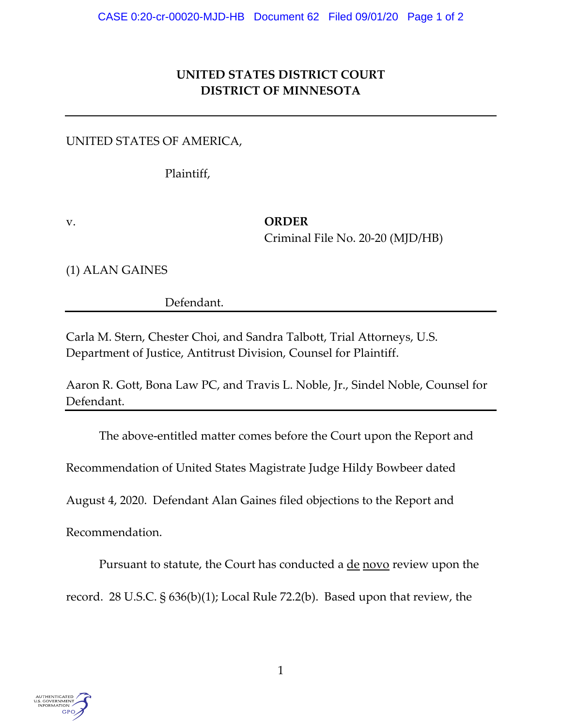**UNITED STATES DISTRICT COURT**
**DISTRICT OF MINNESOTA**

---

UNITED STATES OF AMERICA,

Plaintiff,

v. **ORDER**
Criminal File No. 20-20 (MJD/HB)

(1) ALAN GAINES

Defendant.

---

Carla M. Stern, Chester Choi, and Sandra Talbott, Trial Attorneys, U.S. Department of Justice, Antitrust Division, Counsel for Plaintiff.

Aaron R. Gott, Bona Law PC, and Travis L. Noble, Jr., Sindel Noble, Counsel for Defendant.

---

The above-entitled matter comes before the Court upon the Report and Recommendation of United States Magistrate Judge Hildy Bowbeer dated August 4, 2020. Defendant Alan Gaines filed objections to the Report and Recommendation.

Pursuant to statute, the Court has conducted a de novo review upon the record. 28 U.S.C. § 636(b)(1); Local Rule 72.2(b). Based upon that review, the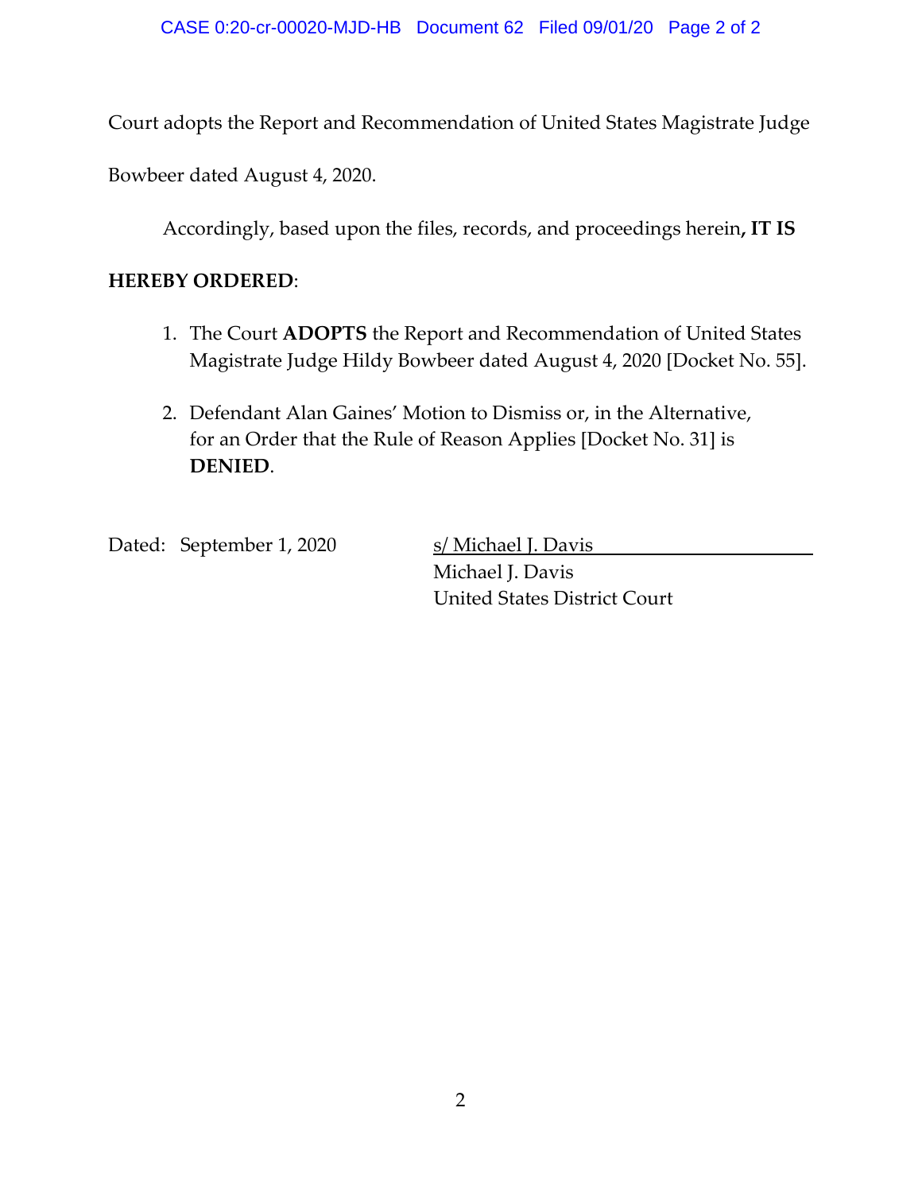Court adopts the Report and Recommendation of United States Magistrate Judge Bowbeer dated August 4, 2020.

Accordingly, based upon the files, records, and proceedings herein**, IT IS HEREBY ORDERED**:

1. The Court **ADOPTS** the Report and Recommendation of United States Magistrate Judge Hildy Bowbeer dated August 4, 2020 [Docket No. 55].

2. Defendant Alan Gaines' Motion to Dismiss or, in the Alternative, for an Order that the Rule of Reason Applies [Docket No. 31] is **DENIED**.

Dated: September 1, 2020

s/ Michael J. Davis
Michael J. Davis
United States District Court